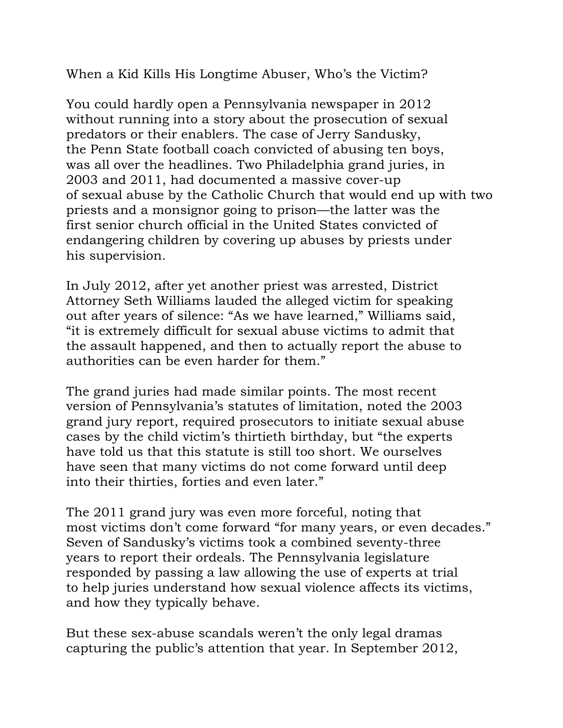# When a Kid Kills His Longtime Abuser, Who's the Victim?

You could hardly open a Pennsylvania newspaper in 2012 without running into a story about the prosecution of sexual predators or their enablers. The case of Jerry Sandusky, the Penn State football coach convicted of abusing ten boys, was all over the headlines. Two Philadelphia grand juries, in 2003 and 2011, had documented a massive cover-up of sexual abuse by the Catholic Church that would end up with two priests and a monsignor going to prison—the latter was the first senior church official in the United States convicted of endangering children by covering up abuses by priests under his supervision.

In July 2012, after yet another priest was arrested, District Attorney Seth Williams lauded the alleged victim for speaking out after years of silence: "As we have learned," Williams said, "it is extremely difficult for sexual abuse victims to admit that the assault happened, and then to actually report the abuse to authorities can be even harder for them."

The grand juries had made similar points. The most recent version of Pennsylvania's statutes of limitation, noted the 2003 grand jury report, required prosecutors to initiate sexual abuse cases by the child victim's thirtieth birthday, but "the experts have told us that this statute is still too short. We ourselves have seen that many victims do not come forward until deep into their thirties, forties and even later."

The 2011 grand jury was even more forceful, noting that most victims don't come forward "for many years, or even decades." Seven of Sandusky's victims took a combined seventy-three years to report their ordeals. The Pennsylvania legislature responded by passing a law allowing the use of experts at trial to help juries understand how sexual violence affects its victims, and how they typically behave.

But these sex-abuse scandals weren't the only legal dramas capturing the public's attention that year. In September 2012,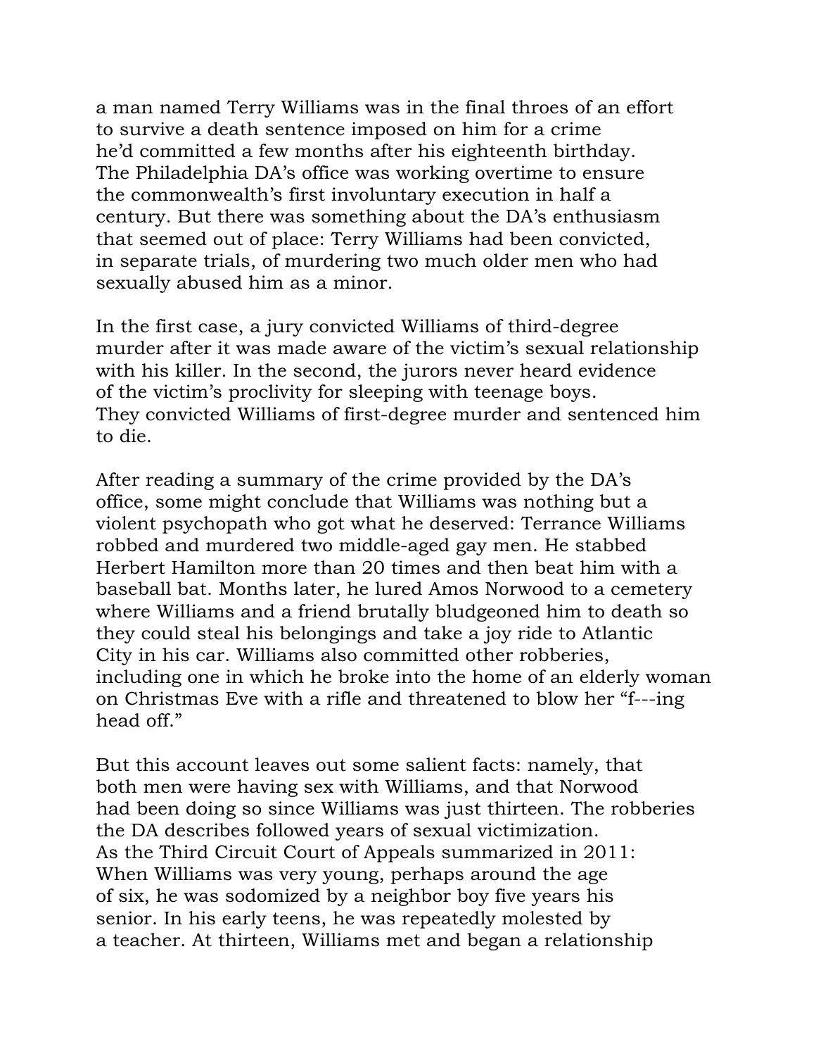a man named Terry Williams was in the final throes of an effort to survive a death sentence imposed on him for a crime he'd committed a few months after his eighteenth birthday. The Philadelphia DA's office was working overtime to ensure the commonwealth's first involuntary execution in half a century. But there was something about the DA's enthusiasm that seemed out of place: Terry Williams had been convicted, in separate trials, of murdering two much older men who had sexually abused him as a minor.

In the first case, a jury convicted Williams of third-degree murder after it was made aware of the victim's sexual relationship with his killer. In the second, the jurors never heard evidence of the victim's proclivity for sleeping with teenage boys. They convicted Williams of first-degree murder and sentenced him to die.

After reading a summary of the crime provided by the DA's office, some might conclude that Williams was nothing but a violent psychopath who got what he deserved: Terrance Williams robbed and murdered two middle-aged gay men. He stabbed Herbert Hamilton more than 20 times and then beat him with a baseball bat. Months later, he lured Amos Norwood to a cemetery where Williams and a friend brutally bludgeoned him to death so they could steal his belongings and take a joy ride to Atlantic City in his car. Williams also committed other robberies, including one in which he broke into the home of an elderly woman on Christmas Eve with a rifle and threatened to blow her "f---ing head off."

But this account leaves out some salient facts: namely, that both men were having sex with Williams, and that Norwood had been doing so since Williams was just thirteen. The robberies the DA describes followed years of sexual victimization. As the Third Circuit Court of Appeals summarized in 2011: When Williams was very young, perhaps around the age of six, he was sodomized by a neighbor boy five years his senior. In his early teens, he was repeatedly molested by a teacher. At thirteen, Williams met and began a relationship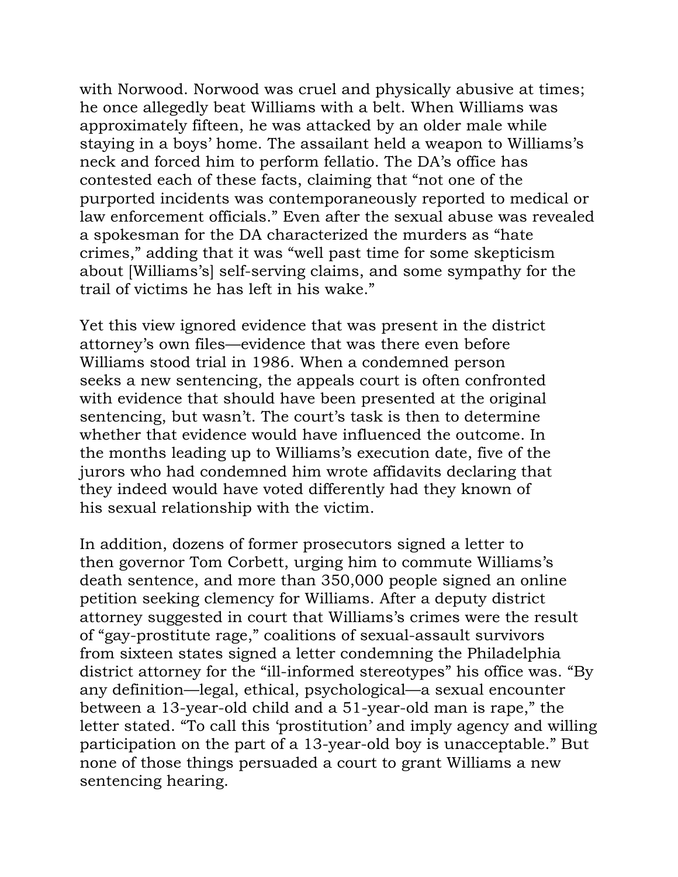with Norwood. Norwood was cruel and physically abusive at times; he once allegedly beat Williams with a belt. When Williams was approximately fifteen, he was attacked by an older male while staying in a boys' home. The assailant held a weapon to Williams's neck and forced him to perform fellatio. The DA's office has contested each of these facts, claiming that "not one of the purported incidents was contemporaneously reported to medical or law enforcement officials." Even after the sexual abuse was revealed a spokesman for the DA characterized the murders as "hate crimes," adding that it was "well past time for some skepticism about [Williams's] self-serving claims, and some sympathy for the trail of victims he has left in his wake."

Yet this view ignored evidence that was present in the district attorney's own files—evidence that was there even before Williams stood trial in 1986. When a condemned person seeks a new sentencing, the appeals court is often confronted with evidence that should have been presented at the original sentencing, but wasn't. The court's task is then to determine whether that evidence would have influenced the outcome. In the months leading up to Williams's execution date, five of the jurors who had condemned him wrote affidavits declaring that they indeed would have voted differently had they known of his sexual relationship with the victim.

In addition, dozens of former prosecutors signed a letter to then governor Tom Corbett, urging him to commute Williams's death sentence, and more than 350,000 people signed an online petition seeking clemency for Williams. After a deputy district attorney suggested in court that Williams's crimes were the result of "gay-prostitute rage," coalitions of sexual-assault survivors from sixteen states signed a letter condemning the Philadelphia district attorney for the "ill-informed stereotypes" his office was. "By any definition—legal, ethical, psychological—a sexual encounter between a 13-year-old child and a 51-year-old man is rape," the letter stated. "To call this 'prostitution' and imply agency and willing participation on the part of a 13-year-old boy is unacceptable." But none of those things persuaded a court to grant Williams a new sentencing hearing.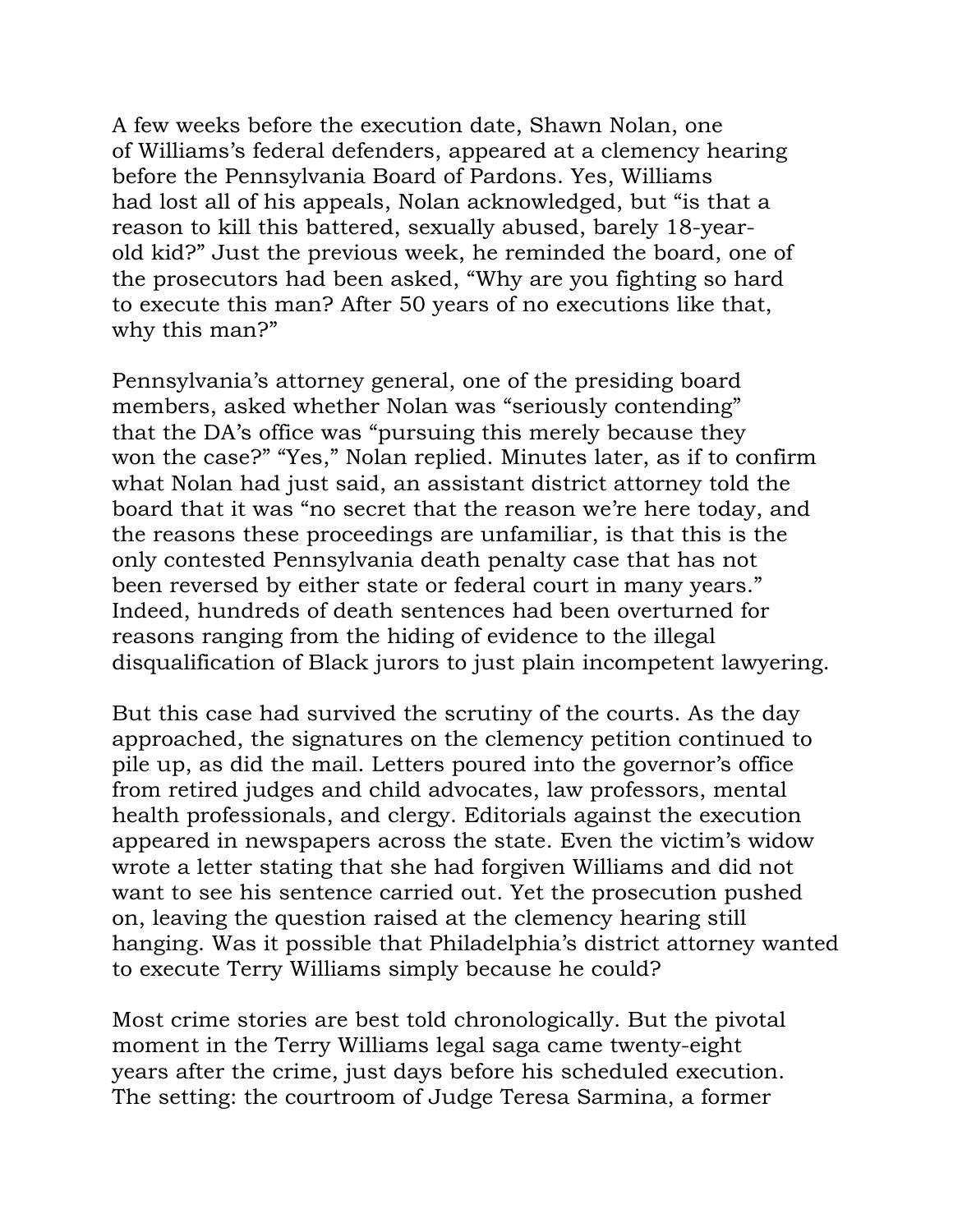A few weeks before the execution date, Shawn Nolan, one of Williams's federal defenders, appeared at a clemency hearing before the Pennsylvania Board of Pardons. Yes, Williams had lost all of his appeals, Nolan acknowledged, but "is that a reason to kill this battered, sexually abused, barely 18-year-old kid?" Just the previous week, he reminded the board, one of the prosecutors had been asked, "Why are you fighting so hard to execute this man? After 50 years of no executions like that, why this man?"

Pennsylvania's attorney general, one of the presiding board members, asked whether Nolan was "seriously contending" that the DA's office was "pursuing this merely because they won the case?" "Yes," Nolan replied. Minutes later, as if to confirm what Nolan had just said, an assistant district attorney told the board that it was "no secret that the reason we're here today, and the reasons these proceedings are unfamiliar, is that this is the only contested Pennsylvania death penalty case that has not been reversed by either state or federal court in many years." Indeed, hundreds of death sentences had been overturned for reasons ranging from the hiding of evidence to the illegal disqualification of Black jurors to just plain incompetent lawyering.

But this case had survived the scrutiny of the courts. As the day approached, the signatures on the clemency petition continued to pile up, as did the mail. Letters poured into the governor's office from retired judges and child advocates, law professors, mental health professionals, and clergy. Editorials against the execution appeared in newspapers across the state. Even the victim's widow wrote a letter stating that she had forgiven Williams and did not want to see his sentence carried out. Yet the prosecution pushed on, leaving the question raised at the clemency hearing still hanging. Was it possible that Philadelphia's district attorney wanted to execute Terry Williams simply because he could?

Most crime stories are best told chronologically. But the pivotal moment in the Terry Williams legal saga came twenty-eight years after the crime, just days before his scheduled execution. The setting: the courtroom of Judge Teresa Sarmina, a former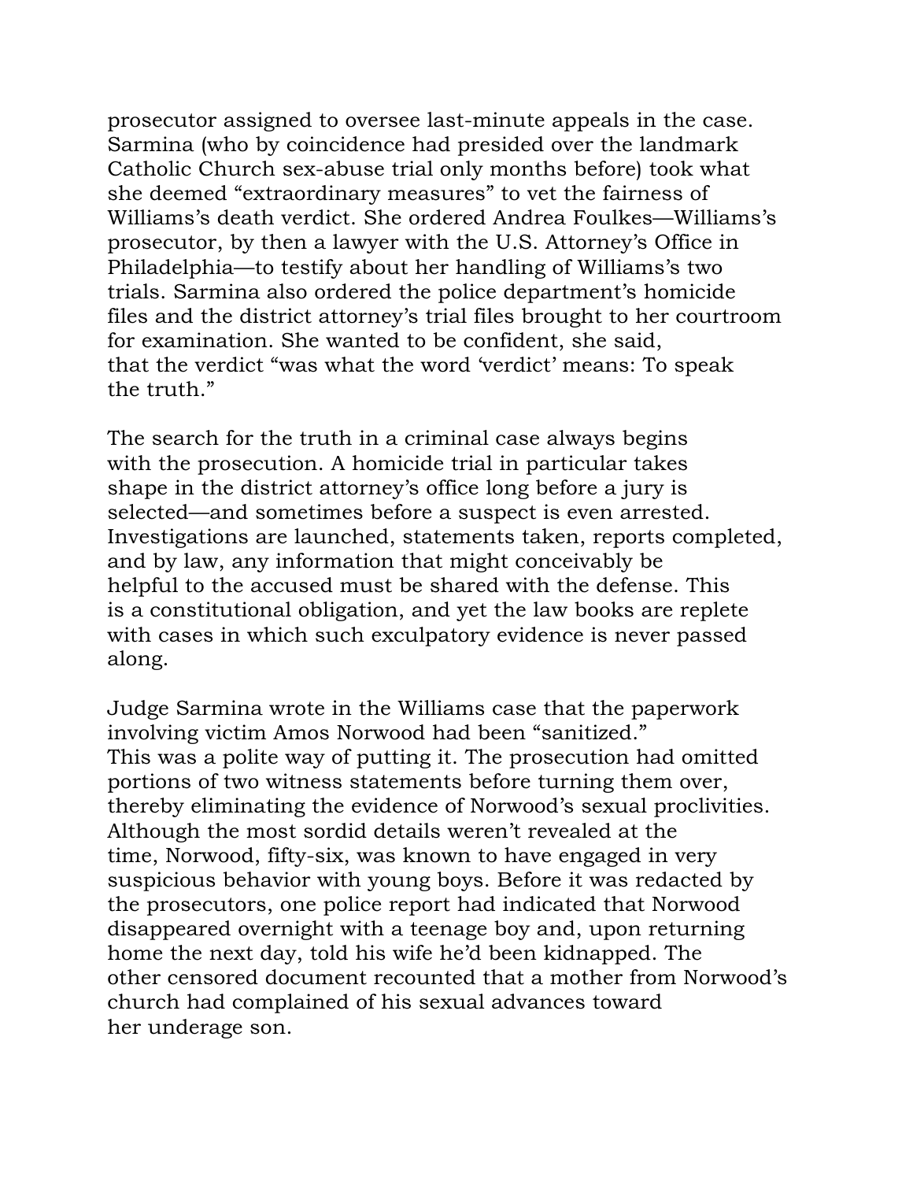prosecutor assigned to oversee last-minute appeals in the case. Sarmina (who by coincidence had presided over the landmark Catholic Church sex-abuse trial only months before) took what she deemed "extraordinary measures" to vet the fairness of Williams's death verdict. She ordered Andrea Foulkes—Williams's prosecutor, by then a lawyer with the U.S. Attorney's Office in Philadelphia—to testify about her handling of Williams's two trials. Sarmina also ordered the police department's homicide files and the district attorney's trial files brought to her courtroom for examination. She wanted to be confident, she said, that the verdict "was what the word 'verdict' means: To speak the truth."

The search for the truth in a criminal case always begins with the prosecution. A homicide trial in particular takes shape in the district attorney's office long before a jury is selected—and sometimes before a suspect is even arrested. Investigations are launched, statements taken, reports completed, and by law, any information that might conceivably be helpful to the accused must be shared with the defense. This is a constitutional obligation, and yet the law books are replete with cases in which such exculpatory evidence is never passed along.

Judge Sarmina wrote in the Williams case that the paperwork involving victim Amos Norwood had been "sanitized." This was a polite way of putting it. The prosecution had omitted portions of two witness statements before turning them over, thereby eliminating the evidence of Norwood's sexual proclivities. Although the most sordid details weren't revealed at the time, Norwood, fifty-six, was known to have engaged in very suspicious behavior with young boys. Before it was redacted by the prosecutors, one police report had indicated that Norwood disappeared overnight with a teenage boy and, upon returning home the next day, told his wife he'd been kidnapped. The other censored document recounted that a mother from Norwood's church had complained of his sexual advances toward her underage son.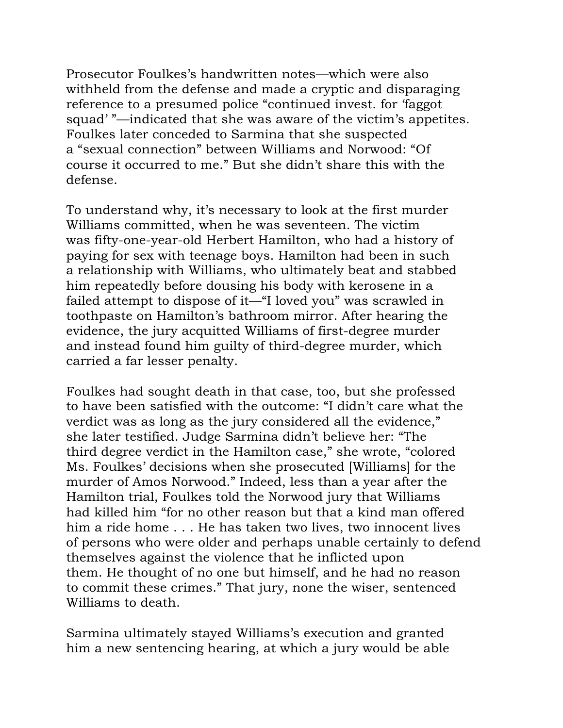Prosecutor Foulkes's handwritten notes—which were also withheld from the defense and made a cryptic and disparaging reference to a presumed police "continued invest. for 'faggot squad' "—indicated that she was aware of the victim's appetites. Foulkes later conceded to Sarmina that she suspected a "sexual connection" between Williams and Norwood: "Of course it occurred to me." But she didn't share this with the defense.

To understand why, it's necessary to look at the first murder Williams committed, when he was seventeen. The victim was fifty-one-year-old Herbert Hamilton, who had a history of paying for sex with teenage boys. Hamilton had been in such a relationship with Williams, who ultimately beat and stabbed him repeatedly before dousing his body with kerosene in a failed attempt to dispose of it—"I loved you" was scrawled in toothpaste on Hamilton's bathroom mirror. After hearing the evidence, the jury acquitted Williams of first-degree murder and instead found him guilty of third-degree murder, which carried a far lesser penalty.

Foulkes had sought death in that case, too, but she professed to have been satisfied with the outcome: "I didn't care what the verdict was as long as the jury considered all the evidence," she later testified. Judge Sarmina didn't believe her: "The third degree verdict in the Hamilton case," she wrote, "colored Ms. Foulkes' decisions when she prosecuted [Williams] for the murder of Amos Norwood." Indeed, less than a year after the Hamilton trial, Foulkes told the Norwood jury that Williams had killed him "for no other reason but that a kind man offered him a ride home . . . He has taken two lives, two innocent lives of persons who were older and perhaps unable certainly to defend themselves against the violence that he inflicted upon them. He thought of no one but himself, and he had no reason to commit these crimes." That jury, none the wiser, sentenced Williams to death.

Sarmina ultimately stayed Williams's execution and granted him a new sentencing hearing, at which a jury would be able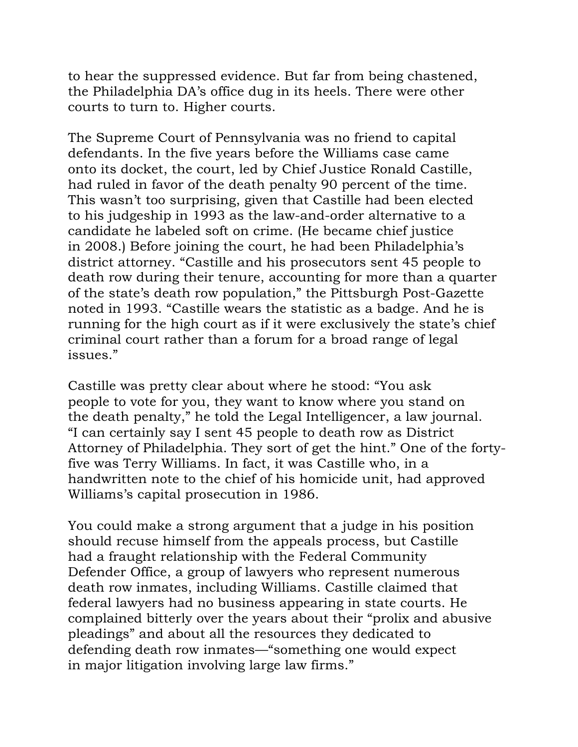to hear the suppressed evidence. But far from being chastened, the Philadelphia DA's office dug in its heels. There were other courts to turn to. Higher courts.

The Supreme Court of Pennsylvania was no friend to capital defendants. In the five years before the Williams case came onto its docket, the court, led by Chief Justice Ronald Castille, had ruled in favor of the death penalty 90 percent of the time. This wasn't too surprising, given that Castille had been elected to his judgeship in 1993 as the law-and-order alternative to a candidate he labeled soft on crime. (He became chief justice in 2008.) Before joining the court, he had been Philadelphia's district attorney. "Castille and his prosecutors sent 45 people to death row during their tenure, accounting for more than a quarter of the state's death row population," the Pittsburgh Post-Gazette noted in 1993. "Castille wears the statistic as a badge. And he is running for the high court as if it were exclusively the state's chief criminal court rather than a forum for a broad range of legal issues."

Castille was pretty clear about where he stood: "You ask people to vote for you, they want to know where you stand on the death penalty," he told the Legal Intelligencer, a law journal. "I can certainly say I sent 45 people to death row as District Attorney of Philadelphia. They sort of get the hint." One of the forty-five was Terry Williams. In fact, it was Castille who, in a handwritten note to the chief of his homicide unit, had approved Williams's capital prosecution in 1986.

You could make a strong argument that a judge in his position should recuse himself from the appeals process, but Castille had a fraught relationship with the Federal Community Defender Office, a group of lawyers who represent numerous death row inmates, including Williams. Castille claimed that federal lawyers had no business appearing in state courts. He complained bitterly over the years about their "prolix and abusive pleadings" and about all the resources they dedicated to defending death row inmates—"something one would expect in major litigation involving large law firms."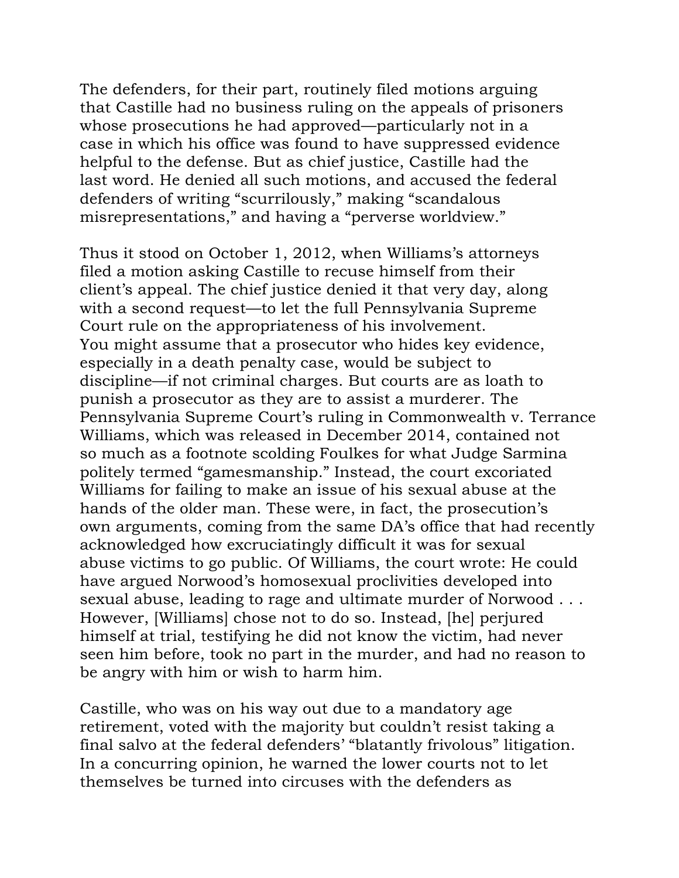The defenders, for their part, routinely filed motions arguing that Castille had no business ruling on the appeals of prisoners whose prosecutions he had approved—particularly not in a case in which his office was found to have suppressed evidence helpful to the defense. But as chief justice, Castille had the last word. He denied all such motions, and accused the federal defenders of writing "scurrilously," making "scandalous misrepresentations," and having a "perverse worldview."

Thus it stood on October 1, 2012, when Williams's attorneys filed a motion asking Castille to recuse himself from their client's appeal. The chief justice denied it that very day, along with a second request—to let the full Pennsylvania Supreme Court rule on the appropriateness of his involvement.
You might assume that a prosecutor who hides key evidence, especially in a death penalty case, would be subject to discipline—if not criminal charges. But courts are as loath to punish a prosecutor as they are to assist a murderer. The Pennsylvania Supreme Court's ruling in Commonwealth v. Terrance Williams, which was released in December 2014, contained not so much as a footnote scolding Foulkes for what Judge Sarmina politely termed "gamesmanship." Instead, the court excoriated Williams for failing to make an issue of his sexual abuse at the hands of the older man. These were, in fact, the prosecution's own arguments, coming from the same DA's office that had recently acknowledged how excruciatingly difficult it was for sexual abuse victims to go public. Of Williams, the court wrote: He could have argued Norwood's homosexual proclivities developed into sexual abuse, leading to rage and ultimate murder of Norwood . . . However, [Williams] chose not to do so. Instead, [he] perjured himself at trial, testifying he did not know the victim, had never seen him before, took no part in the murder, and had no reason to be angry with him or wish to harm him.

Castille, who was on his way out due to a mandatory age retirement, voted with the majority but couldn't resist taking a final salvo at the federal defenders' "blatantly frivolous" litigation. In a concurring opinion, he warned the lower courts not to let themselves be turned into circuses with the defenders as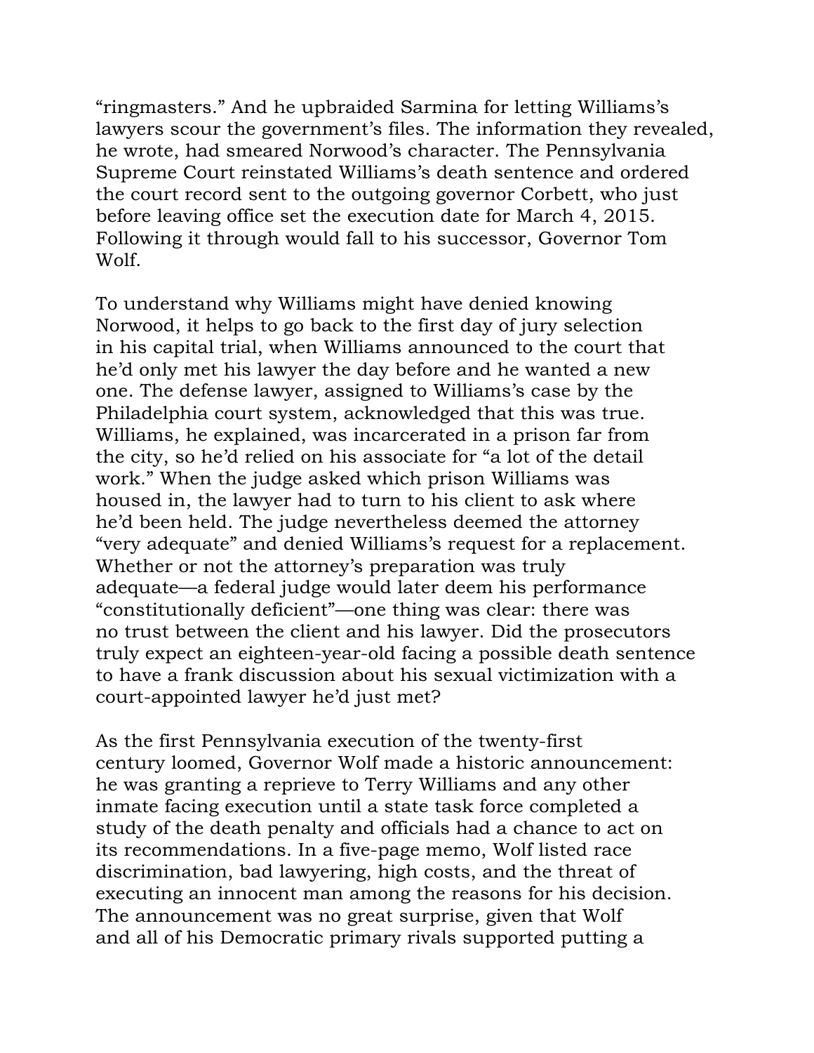"ringmasters." And he upbraided Sarmina for letting Williams's lawyers scour the government's files. The information they revealed, he wrote, had smeared Norwood's character. The Pennsylvania Supreme Court reinstated Williams's death sentence and ordered the court record sent to the outgoing governor Corbett, who just before leaving office set the execution date for March 4, 2015. Following it through would fall to his successor, Governor Tom Wolf.

To understand why Williams might have denied knowing Norwood, it helps to go back to the first day of jury selection in his capital trial, when Williams announced to the court that he'd only met his lawyer the day before and he wanted a new one. The defense lawyer, assigned to Williams's case by the Philadelphia court system, acknowledged that this was true. Williams, he explained, was incarcerated in a prison far from the city, so he'd relied on his associate for "a lot of the detail work." When the judge asked which prison Williams was housed in, the lawyer had to turn to his client to ask where he'd been held. The judge nevertheless deemed the attorney "very adequate" and denied Williams's request for a replacement. Whether or not the attorney's preparation was truly adequate—a federal judge would later deem his performance "constitutionally deficient"—one thing was clear: there was no trust between the client and his lawyer. Did the prosecutors truly expect an eighteen-year-old facing a possible death sentence to have a frank discussion about his sexual victimization with a court-appointed lawyer he'd just met?

As the first Pennsylvania execution of the twenty-first century loomed, Governor Wolf made a historic announcement: he was granting a reprieve to Terry Williams and any other inmate facing execution until a state task force completed a study of the death penalty and officials had a chance to act on its recommendations. In a five-page memo, Wolf listed race discrimination, bad lawyering, high costs, and the threat of executing an innocent man among the reasons for his decision. The announcement was no great surprise, given that Wolf and all of his Democratic primary rivals supported putting a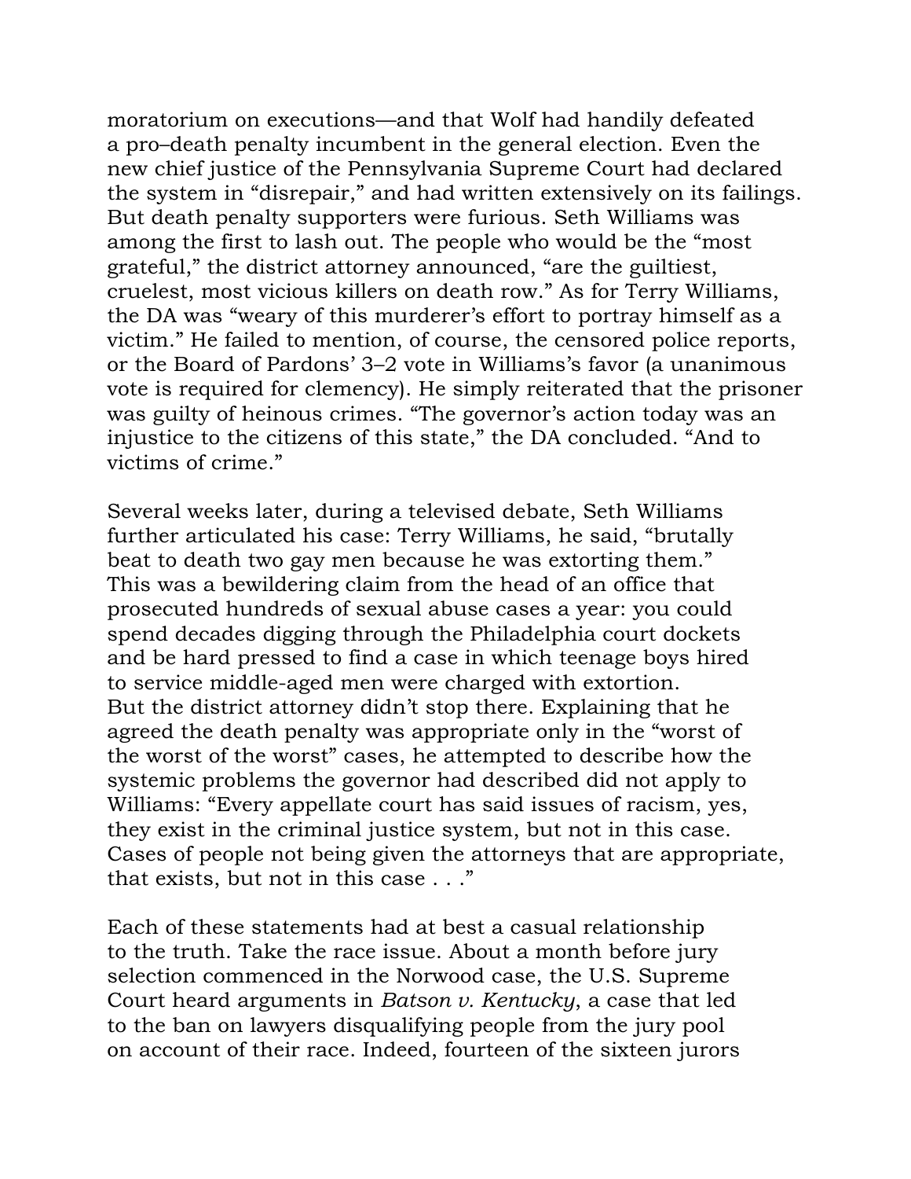moratorium on executions—and that Wolf had handily defeated a pro–death penalty incumbent in the general election. Even the new chief justice of the Pennsylvania Supreme Court had declared the system in "disrepair," and had written extensively on its failings. But death penalty supporters were furious. Seth Williams was among the first to lash out. The people who would be the "most grateful," the district attorney announced, "are the guiltiest, cruelest, most vicious killers on death row." As for Terry Williams, the DA was "weary of this murderer's effort to portray himself as a victim." He failed to mention, of course, the censored police reports, or the Board of Pardons' 3–2 vote in Williams's favor (a unanimous vote is required for clemency). He simply reiterated that the prisoner was guilty of heinous crimes. "The governor's action today was an injustice to the citizens of this state," the DA concluded. "And to victims of crime."

Several weeks later, during a televised debate, Seth Williams further articulated his case: Terry Williams, he said, "brutally beat to death two gay men because he was extorting them." This was a bewildering claim from the head of an office that prosecuted hundreds of sexual abuse cases a year: you could spend decades digging through the Philadelphia court dockets and be hard pressed to find a case in which teenage boys hired to service middle-aged men were charged with extortion. But the district attorney didn't stop there. Explaining that he agreed the death penalty was appropriate only in the "worst of the worst of the worst" cases, he attempted to describe how the systemic problems the governor had described did not apply to Williams: "Every appellate court has said issues of racism, yes, they exist in the criminal justice system, but not in this case. Cases of people not being given the attorneys that are appropriate, that exists, but not in this case . . ."

Each of these statements had at best a casual relationship to the truth. Take the race issue. About a month before jury selection commenced in the Norwood case, the U.S. Supreme Court heard arguments in *Batson v. Kentucky*, a case that led to the ban on lawyers disqualifying people from the jury pool on account of their race. Indeed, fourteen of the sixteen jurors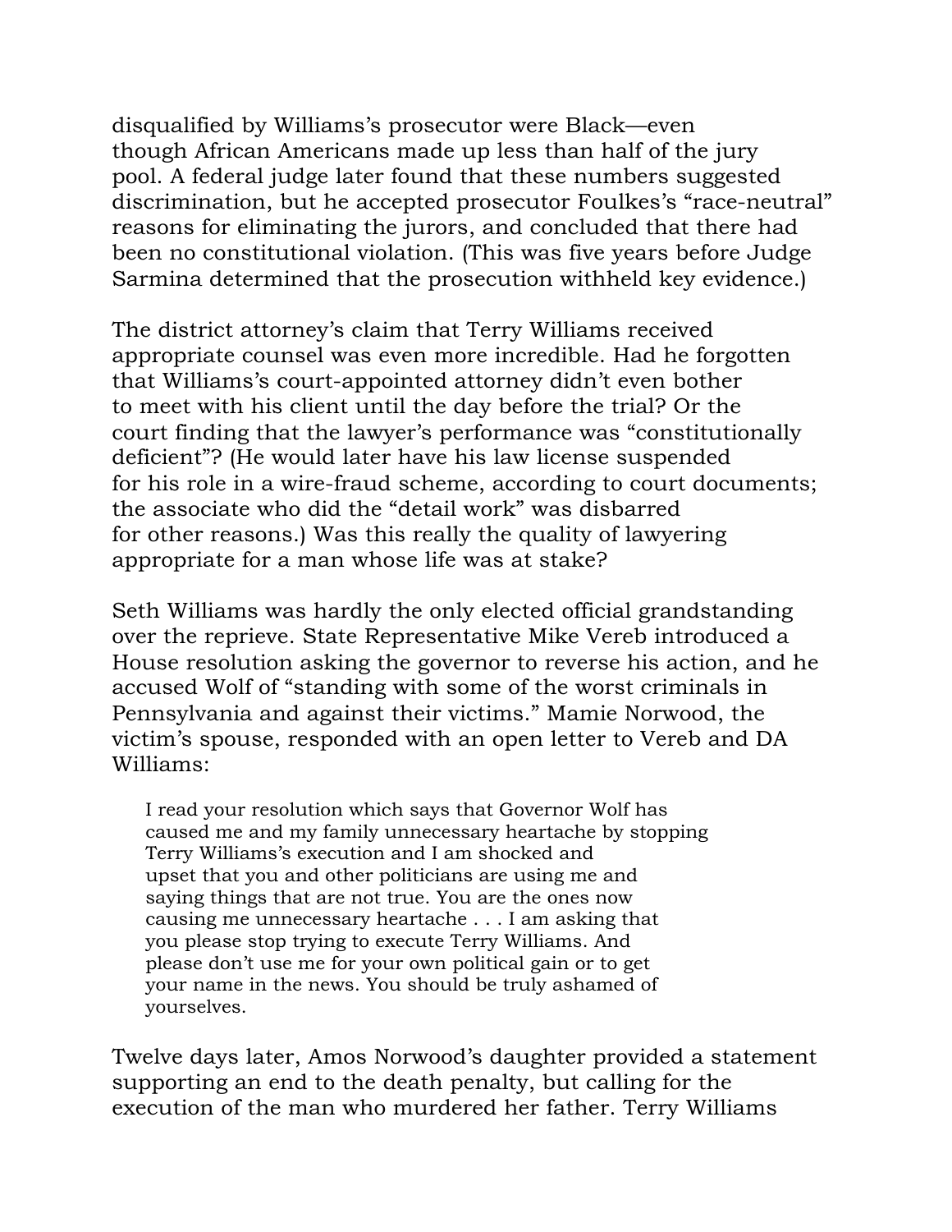disqualified by Williams's prosecutor were Black—even though African Americans made up less than half of the jury pool. A federal judge later found that these numbers suggested discrimination, but he accepted prosecutor Foulkes's "race-neutral" reasons for eliminating the jurors, and concluded that there had been no constitutional violation. (This was five years before Judge Sarmina determined that the prosecution withheld key evidence.)

The district attorney's claim that Terry Williams received appropriate counsel was even more incredible. Had he forgotten that Williams's court-appointed attorney didn't even bother to meet with his client until the day before the trial? Or the court finding that the lawyer's performance was "constitutionally deficient"? (He would later have his law license suspended for his role in a wire-fraud scheme, according to court documents; the associate who did the "detail work" was disbarred for other reasons.) Was this really the quality of lawyering appropriate for a man whose life was at stake?

Seth Williams was hardly the only elected official grandstanding over the reprieve. State Representative Mike Vereb introduced a House resolution asking the governor to reverse his action, and he accused Wolf of "standing with some of the worst criminals in Pennsylvania and against their victims." Mamie Norwood, the victim's spouse, responded with an open letter to Vereb and DA Williams:

> I read your resolution which says that Governor Wolf has caused me and my family unnecessary heartache by stopping Terry Williams's execution and I am shocked and upset that you and other politicians are using me and saying things that are not true. You are the ones now causing me unnecessary heartache . . . I am asking that you please stop trying to execute Terry Williams. And please don't use me for your own political gain or to get your name in the news. You should be truly ashamed of yourselves.

Twelve days later, Amos Norwood's daughter provided a statement supporting an end to the death penalty, but calling for the execution of the man who murdered her father. Terry Williams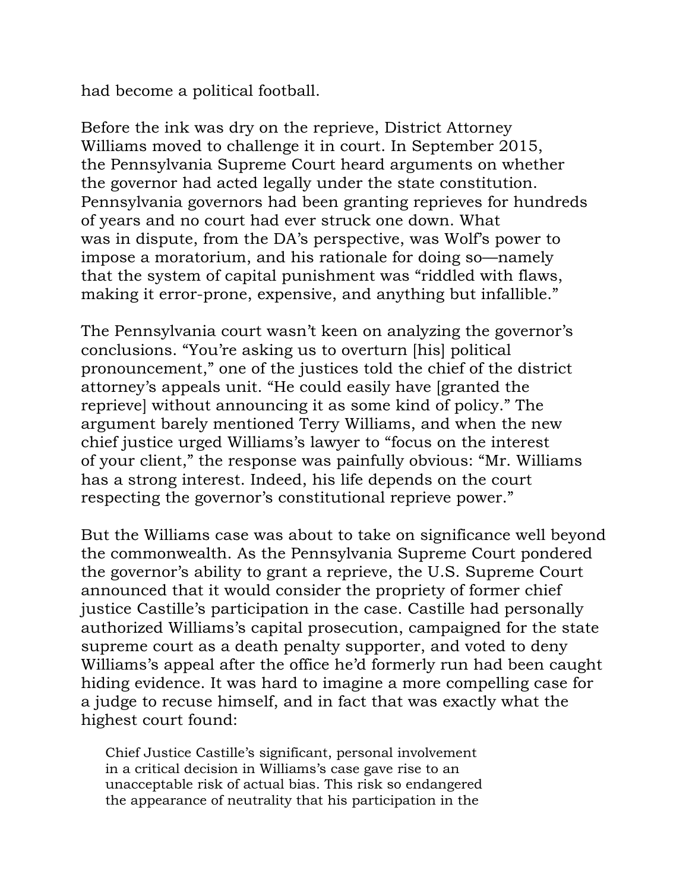had become a political football.

Before the ink was dry on the reprieve, District Attorney Williams moved to challenge it in court. In September 2015, the Pennsylvania Supreme Court heard arguments on whether the governor had acted legally under the state constitution. Pennsylvania governors had been granting reprieves for hundreds of years and no court had ever struck one down. What was in dispute, from the DA's perspective, was Wolf's power to impose a moratorium, and his rationale for doing so—namely that the system of capital punishment was "riddled with flaws, making it error-prone, expensive, and anything but infallible."

The Pennsylvania court wasn't keen on analyzing the governor's conclusions. "You're asking us to overturn [his] political pronouncement," one of the justices told the chief of the district attorney's appeals unit. "He could easily have [granted the reprieve] without announcing it as some kind of policy." The argument barely mentioned Terry Williams, and when the new chief justice urged Williams's lawyer to "focus on the interest of your client," the response was painfully obvious: "Mr. Williams has a strong interest. Indeed, his life depends on the court respecting the governor's constitutional reprieve power."

But the Williams case was about to take on significance well beyond the commonwealth. As the Pennsylvania Supreme Court pondered the governor's ability to grant a reprieve, the U.S. Supreme Court announced that it would consider the propriety of former chief justice Castille's participation in the case. Castille had personally authorized Williams's capital prosecution, campaigned for the state supreme court as a death penalty supporter, and voted to deny Williams's appeal after the office he'd formerly run had been caught hiding evidence. It was hard to imagine a more compelling case for a judge to recuse himself, and in fact that was exactly what the highest court found:

> Chief Justice Castille's significant, personal involvement in a critical decision in Williams's case gave rise to an unacceptable risk of actual bias. This risk so endangered the appearance of neutrality that his participation in the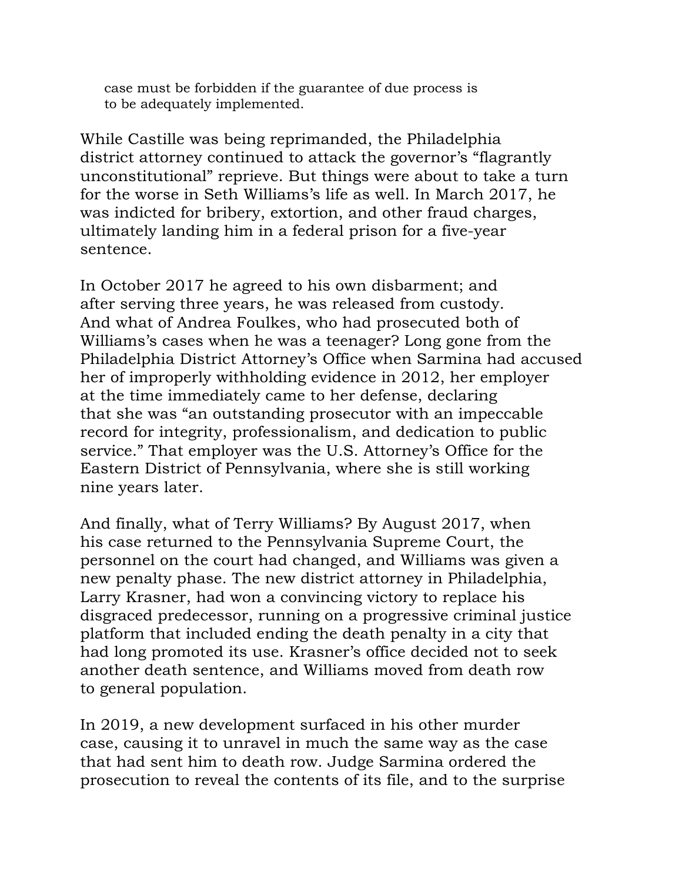> case must be forbidden if the guarantee of due process is to be adequately implemented.

While Castille was being reprimanded, the Philadelphia district attorney continued to attack the governor's "flagrantly unconstitutional" reprieve. But things were about to take a turn for the worse in Seth Williams's life as well. In March 2017, he was indicted for bribery, extortion, and other fraud charges, ultimately landing him in a federal prison for a five-year sentence.

In October 2017 he agreed to his own disbarment; and after serving three years, he was released from custody. And what of Andrea Foulkes, who had prosecuted both of Williams's cases when he was a teenager? Long gone from the Philadelphia District Attorney's Office when Sarmina had accused her of improperly withholding evidence in 2012, her employer at the time immediately came to her defense, declaring that she was "an outstanding prosecutor with an impeccable record for integrity, professionalism, and dedication to public service." That employer was the U.S. Attorney's Office for the Eastern District of Pennsylvania, where she is still working nine years later.

And finally, what of Terry Williams? By August 2017, when his case returned to the Pennsylvania Supreme Court, the personnel on the court had changed, and Williams was given a new penalty phase. The new district attorney in Philadelphia, Larry Krasner, had won a convincing victory to replace his disgraced predecessor, running on a progressive criminal justice platform that included ending the death penalty in a city that had long promoted its use. Krasner's office decided not to seek another death sentence, and Williams moved from death row to general population.

In 2019, a new development surfaced in his other murder case, causing it to unravel in much the same way as the case that had sent him to death row. Judge Sarmina ordered the prosecution to reveal the contents of its file, and to the surprise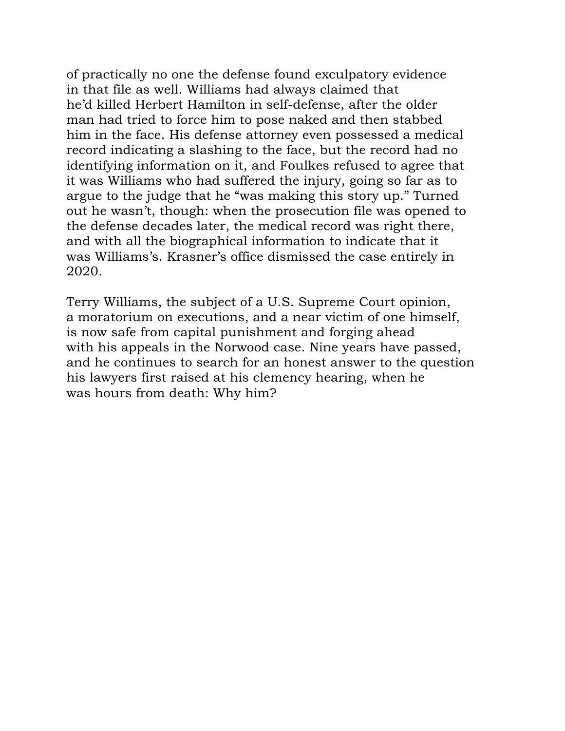of practically no one the defense found exculpatory evidence in that file as well. Williams had always claimed that he'd killed Herbert Hamilton in self-defense, after the older man had tried to force him to pose naked and then stabbed him in the face. His defense attorney even possessed a medical record indicating a slashing to the face, but the record had no identifying information on it, and Foulkes refused to agree that it was Williams who had suffered the injury, going so far as to argue to the judge that he "was making this story up." Turned out he wasn't, though: when the prosecution file was opened to the defense decades later, the medical record was right there, and with all the biographical information to indicate that it was Williams's. Krasner's office dismissed the case entirely in 2020.

Terry Williams, the subject of a U.S. Supreme Court opinion, a moratorium on executions, and a near victim of one himself, is now safe from capital punishment and forging ahead with his appeals in the Norwood case. Nine years have passed, and he continues to search for an honest answer to the question his lawyers first raised at his clemency hearing, when he was hours from death: Why him?